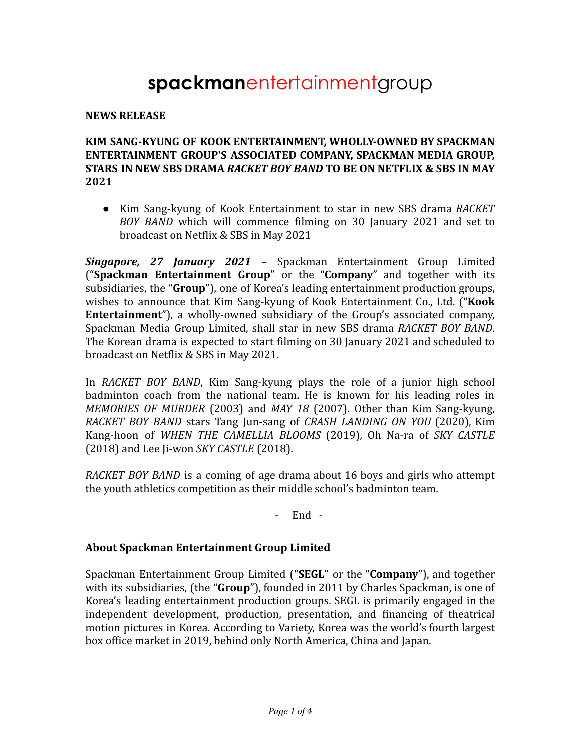# spackmanentertainmentgroup

**NEWS RELEASE**

**KIM SANG-KYUNG OF KOOK ENTERTAINMENT, WHOLLY-OWNED BY SPACKMAN ENTERTAINMENT GROUP'S ASSOCIATED COMPANY, SPACKMAN MEDIA GROUP, STARS IN NEW SBS DRAMA *RACKET BOY BAND* TO BE ON NETFLIX & SBS IN MAY 2021**

- Kim Sang-kyung of Kook Entertainment to star in new SBS drama *RACKET BOY BAND* which will commence filming on 30 January 2021 and set to broadcast on Netflix & SBS in May 2021

***Singapore, 27 January 2021*** – Spackman Entertainment Group Limited ("**Spackman Entertainment Group**" or the "**Company**" and together with its subsidiaries, the "**Group**"), one of Korea's leading entertainment production groups, wishes to announce that Kim Sang-kyung of Kook Entertainment Co., Ltd. ("**Kook Entertainment**"), a wholly-owned subsidiary of the Group's associated company, Spackman Media Group Limited, shall star in new SBS drama *RACKET BOY BAND*. The Korean drama is expected to start filming on 30 January 2021 and scheduled to broadcast on Netflix & SBS in May 2021.

In *RACKET BOY BAND*, Kim Sang-kyung plays the role of a junior high school badminton coach from the national team. He is known for his leading roles in *MEMORIES OF MURDER* (2003) and *MAY 18* (2007). Other than Kim Sang-kyung, *RACKET BOY BAND* stars Tang Jun-sang of *CRASH LANDING ON YOU* (2020), Kim Kang-hoon of *WHEN THE CAMELLIA BLOOMS* (2019), Oh Na-ra of *SKY CASTLE* (2018) and Lee Ji-won *SKY CASTLE* (2018).

*RACKET BOY BAND* is a coming of age drama about 16 boys and girls who attempt the youth athletics competition as their middle school's badminton team.

\- End -

## About Spackman Entertainment Group Limited

Spackman Entertainment Group Limited ("**SEGL**" or the "**Company**"), and together with its subsidiaries, (the "**Group**"), founded in 2011 by Charles Spackman, is one of Korea's leading entertainment production groups. SEGL is primarily engaged in the independent development, production, presentation, and financing of theatrical motion pictures in Korea. According to Variety, Korea was the world's fourth largest box office market in 2019, behind only North America, China and Japan.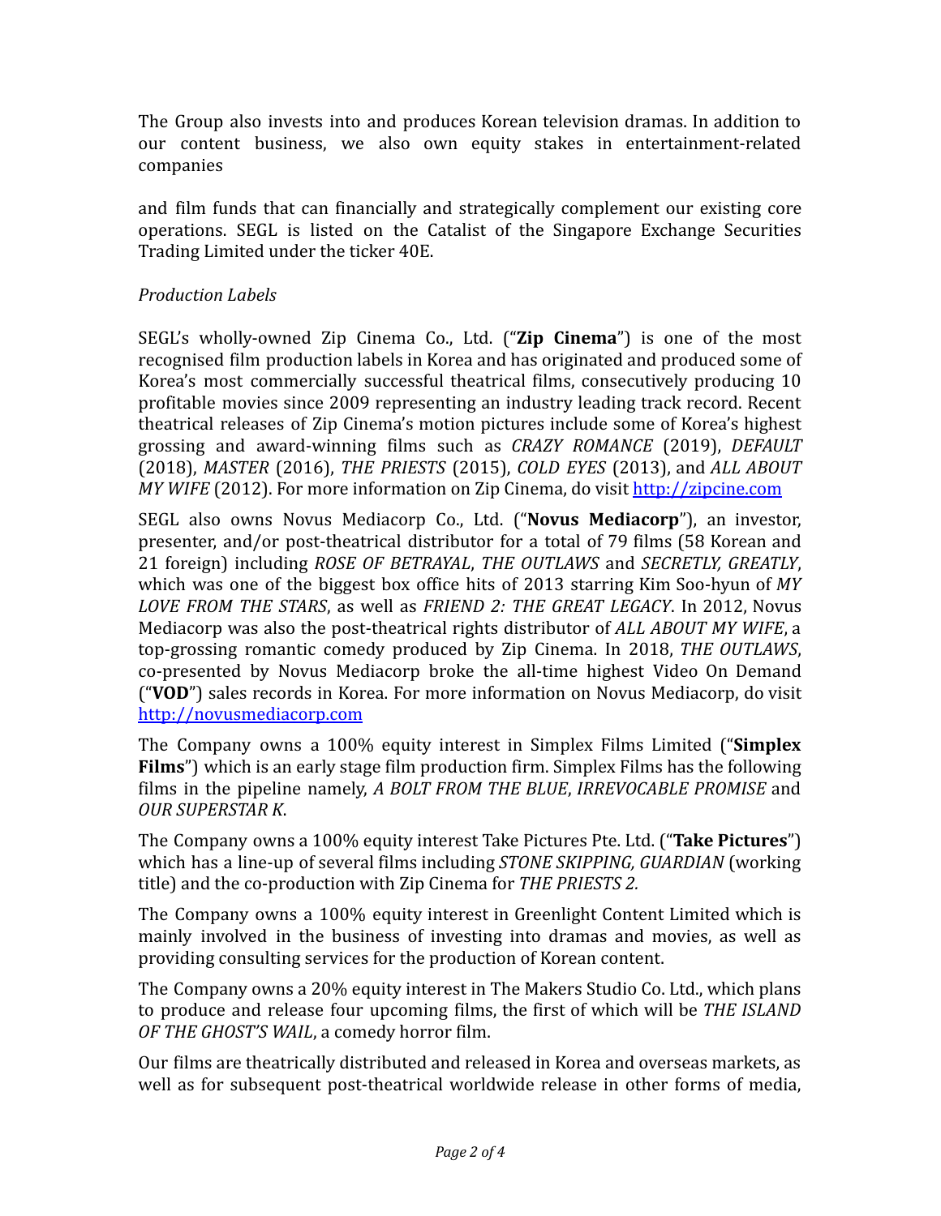The Group also invests into and produces Korean television dramas. In addition to our content business, we also own equity stakes in entertainment-related companies

and film funds that can financially and strategically complement our existing core operations. SEGL is listed on the Catalist of the Singapore Exchange Securities Trading Limited under the ticker 40E.

*Production Labels*

SEGL's wholly-owned Zip Cinema Co., Ltd. ("**Zip Cinema**") is one of the most recognised film production labels in Korea and has originated and produced some of Korea's most commercially successful theatrical films, consecutively producing 10 profitable movies since 2009 representing an industry leading track record. Recent theatrical releases of Zip Cinema's motion pictures include some of Korea's highest grossing and award-winning films such as *CRAZY ROMANCE* (2019), *DEFAULT* (2018), *MASTER* (2016), *THE PRIESTS* (2015), *COLD EYES* (2013), and *ALL ABOUT MY WIFE* (2012). For more information on Zip Cinema, do visit [http://zipcine.com](http://zipcine.com)

SEGL also owns Novus Mediacorp Co., Ltd. ("**Novus Mediacorp**"), an investor, presenter, and/or post-theatrical distributor for a total of 79 films (58 Korean and 21 foreign) including *ROSE OF BETRAYAL*, *THE OUTLAWS* and *SECRETLY, GREATLY*, which was one of the biggest box office hits of 2013 starring Kim Soo-hyun of *MY LOVE FROM THE STARS*, as well as *FRIEND 2: THE GREAT LEGACY*. In 2012, Novus Mediacorp was also the post-theatrical rights distributor of *ALL ABOUT MY WIFE*, a top-grossing romantic comedy produced by Zip Cinema. In 2018, *THE OUTLAWS*, co-presented by Novus Mediacorp broke the all-time highest Video On Demand ("**VOD**") sales records in Korea. For more information on Novus Mediacorp, do visit [http://novusmediacorp.com](http://novusmediacorp.com)

The Company owns a 100% equity interest in Simplex Films Limited ("**Simplex Films**") which is an early stage film production firm. Simplex Films has the following films in the pipeline namely, *A BOLT FROM THE BLUE*, *IRREVOCABLE PROMISE* and *OUR SUPERSTAR K*.

The Company owns a 100% equity interest Take Pictures Pte. Ltd. ("**Take Pictures**") which has a line-up of several films including *STONE SKIPPING, GUARDIAN* (working title) and the co-production with Zip Cinema for *THE PRIESTS 2.*

The Company owns a 100% equity interest in Greenlight Content Limited which is mainly involved in the business of investing into dramas and movies, as well as providing consulting services for the production of Korean content.

The Company owns a 20% equity interest in The Makers Studio Co. Ltd., which plans to produce and release four upcoming films, the first of which will be *THE ISLAND OF THE GHOST'S WAIL*, a comedy horror film.

Our films are theatrically distributed and released in Korea and overseas markets, as well as for subsequent post-theatrical worldwide release in other forms of media,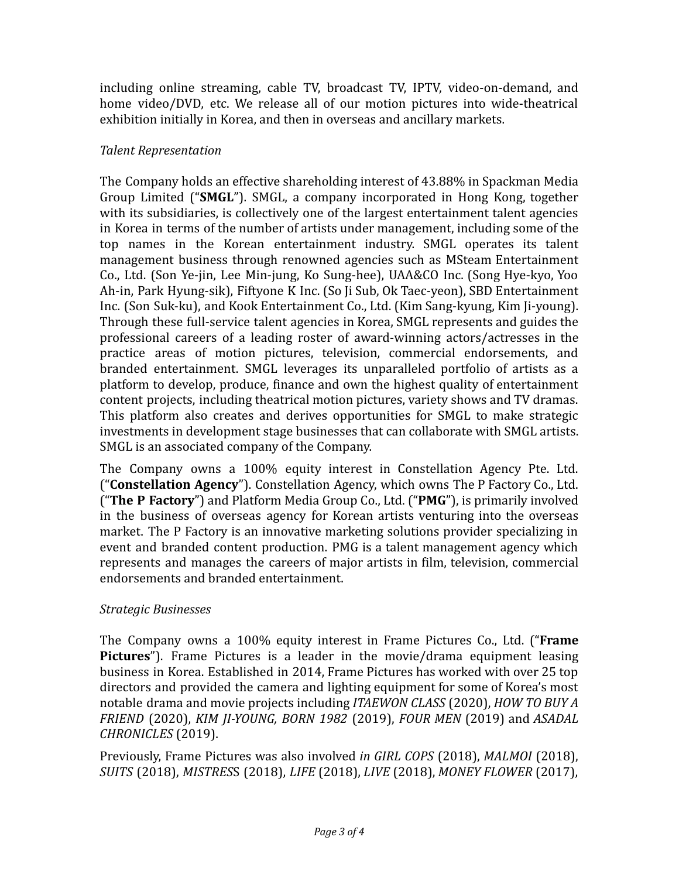including online streaming, cable TV, broadcast TV, IPTV, video-on-demand, and home video/DVD, etc. We release all of our motion pictures into wide-theatrical exhibition initially in Korea, and then in overseas and ancillary markets.

*Talent Representation*

The Company holds an effective shareholding interest of 43.88% in Spackman Media Group Limited ("**SMGL**"). SMGL, a company incorporated in Hong Kong, together with its subsidiaries, is collectively one of the largest entertainment talent agencies in Korea in terms of the number of artists under management, including some of the top names in the Korean entertainment industry. SMGL operates its talent management business through renowned agencies such as MSteam Entertainment Co., Ltd. (Son Ye-jin, Lee Min-jung, Ko Sung-hee), UAA&CO Inc. (Song Hye-kyo, Yoo Ah-in, Park Hyung-sik), Fiftyone K Inc. (So Ji Sub, Ok Taec-yeon), SBD Entertainment Inc. (Son Suk-ku), and Kook Entertainment Co., Ltd. (Kim Sang-kyung, Kim Ji-young). Through these full-service talent agencies in Korea, SMGL represents and guides the professional careers of a leading roster of award-winning actors/actresses in the practice areas of motion pictures, television, commercial endorsements, and branded entertainment. SMGL leverages its unparalleled portfolio of artists as a platform to develop, produce, finance and own the highest quality of entertainment content projects, including theatrical motion pictures, variety shows and TV dramas. This platform also creates and derives opportunities for SMGL to make strategic investments in development stage businesses that can collaborate with SMGL artists. SMGL is an associated company of the Company.

The Company owns a 100% equity interest in Constellation Agency Pte. Ltd. ("**Constellation Agency**"). Constellation Agency, which owns The P Factory Co., Ltd. ("**The P Factory**") and Platform Media Group Co., Ltd. ("**PMG**"), is primarily involved in the business of overseas agency for Korean artists venturing into the overseas market. The P Factory is an innovative marketing solutions provider specializing in event and branded content production. PMG is a talent management agency which represents and manages the careers of major artists in film, television, commercial endorsements and branded entertainment.

*Strategic Businesses*

The Company owns a 100% equity interest in Frame Pictures Co., Ltd. ("**Frame Pictures**"). Frame Pictures is a leader in the movie/drama equipment leasing business in Korea. Established in 2014, Frame Pictures has worked with over 25 top directors and provided the camera and lighting equipment for some of Korea's most notable drama and movie projects including *ITAEWON CLASS* (2020), *HOW TO BUY A FRIEND* (2020), *KIM JI-YOUNG, BORN 1982* (2019), *FOUR MEN* (2019) and *ASADAL CHRONICLES* (2019).

Previously, Frame Pictures was also involved *in GIRL COPS* (2018), *MALMOI* (2018), *SUITS* (2018), *MISTRES*S (2018), *LIFE* (2018), *LIVE* (2018), *MONEY FLOWER* (2017),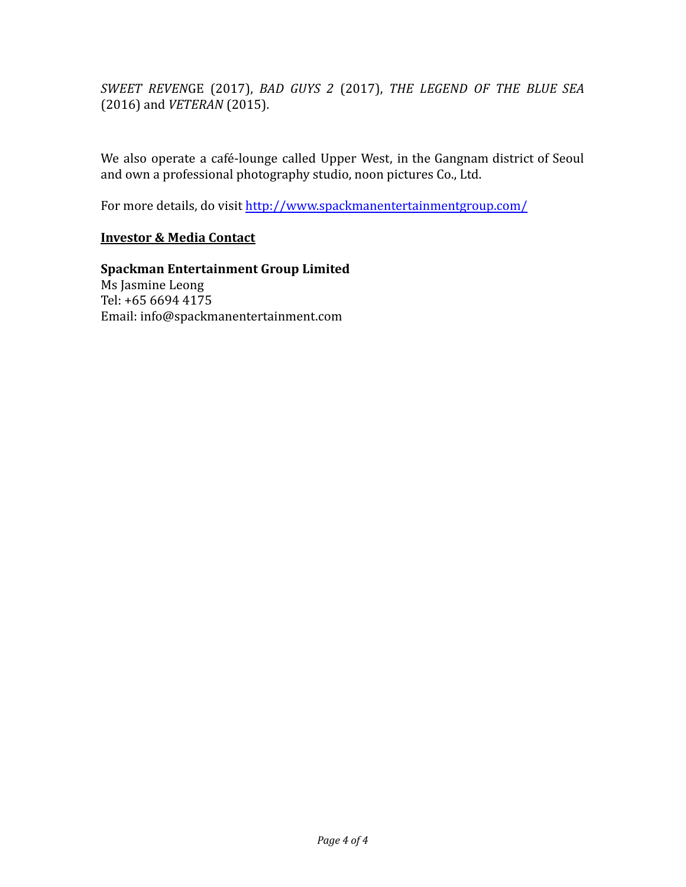*SWEET REVENGE* (2017), *BAD GUYS 2* (2017), *THE LEGEND OF THE BLUE SEA* (2016) and *VETERAN* (2015).

We also operate a café-lounge called Upper West, in the Gangnam district of Seoul and own a professional photography studio, noon pictures Co., Ltd.

For more details, do visit http://www.spackmanentertainmentgroup.com/

**Investor & Media Contact**

**Spackman Entertainment Group Limited**
Ms Jasmine Leong
Tel: +65 6694 4175
Email: info@spackmanentertainment.com